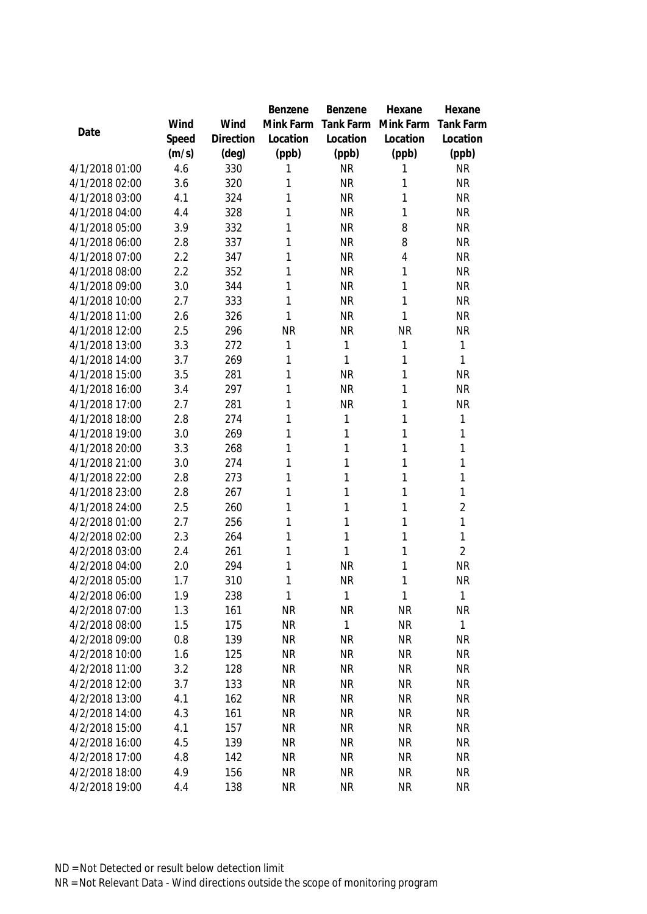| Date | Wind Speed (m/s) | Wind Direction (deg) | Benzene Mink Farm Location (ppb) | Benzene Tank Farm Location (ppb) | Hexane Mink Farm Location (ppb) | Hexane Tank Farm Location (ppb) |
|---|---|---|---|---|---|---|
| 4/1/2018 01:00 | 4.6 | 330 | 1 | NR | 1 | NR |
| 4/1/2018 02:00 | 3.6 | 320 | 1 | NR | 1 | NR |
| 4/1/2018 03:00 | 4.1 | 324 | 1 | NR | 1 | NR |
| 4/1/2018 04:00 | 4.4 | 328 | 1 | NR | 1 | NR |
| 4/1/2018 05:00 | 3.9 | 332 | 1 | NR | 8 | NR |
| 4/1/2018 06:00 | 2.8 | 337 | 1 | NR | 8 | NR |
| 4/1/2018 07:00 | 2.2 | 347 | 1 | NR | 4 | NR |
| 4/1/2018 08:00 | 2.2 | 352 | 1 | NR | 1 | NR |
| 4/1/2018 09:00 | 3.0 | 344 | 1 | NR | 1 | NR |
| 4/1/2018 10:00 | 2.7 | 333 | 1 | NR | 1 | NR |
| 4/1/2018 11:00 | 2.6 | 326 | 1 | NR | 1 | NR |
| 4/1/2018 12:00 | 2.5 | 296 | NR | NR | NR | NR |
| 4/1/2018 13:00 | 3.3 | 272 | 1 | 1 | 1 | 1 |
| 4/1/2018 14:00 | 3.7 | 269 | 1 | 1 | 1 | 1 |
| 4/1/2018 15:00 | 3.5 | 281 | 1 | NR | 1 | NR |
| 4/1/2018 16:00 | 3.4 | 297 | 1 | NR | 1 | NR |
| 4/1/2018 17:00 | 2.7 | 281 | 1 | NR | 1 | NR |
| 4/1/2018 18:00 | 2.8 | 274 | 1 | 1 | 1 | 1 |
| 4/1/2018 19:00 | 3.0 | 269 | 1 | 1 | 1 | 1 |
| 4/1/2018 20:00 | 3.3 | 268 | 1 | 1 | 1 | 1 |
| 4/1/2018 21:00 | 3.0 | 274 | 1 | 1 | 1 | 1 |
| 4/1/2018 22:00 | 2.8 | 273 | 1 | 1 | 1 | 1 |
| 4/1/2018 23:00 | 2.8 | 267 | 1 | 1 | 1 | 1 |
| 4/1/2018 24:00 | 2.5 | 260 | 1 | 1 | 1 | 2 |
| 4/2/2018 01:00 | 2.7 | 256 | 1 | 1 | 1 | 1 |
| 4/2/2018 02:00 | 2.3 | 264 | 1 | 1 | 1 | 1 |
| 4/2/2018 03:00 | 2.4 | 261 | 1 | 1 | 1 | 2 |
| 4/2/2018 04:00 | 2.0 | 294 | 1 | NR | 1 | NR |
| 4/2/2018 05:00 | 1.7 | 310 | 1 | NR | 1 | NR |
| 4/2/2018 06:00 | 1.9 | 238 | 1 | 1 | 1 | 1 |
| 4/2/2018 07:00 | 1.3 | 161 | NR | NR | NR | NR |
| 4/2/2018 08:00 | 1.5 | 175 | NR | 1 | NR | 1 |
| 4/2/2018 09:00 | 0.8 | 139 | NR | NR | NR | NR |
| 4/2/2018 10:00 | 1.6 | 125 | NR | NR | NR | NR |
| 4/2/2018 11:00 | 3.2 | 128 | NR | NR | NR | NR |
| 4/2/2018 12:00 | 3.7 | 133 | NR | NR | NR | NR |
| 4/2/2018 13:00 | 4.1 | 162 | NR | NR | NR | NR |
| 4/2/2018 14:00 | 4.3 | 161 | NR | NR | NR | NR |
| 4/2/2018 15:00 | 4.1 | 157 | NR | NR | NR | NR |
| 4/2/2018 16:00 | 4.5 | 139 | NR | NR | NR | NR |
| 4/2/2018 17:00 | 4.8 | 142 | NR | NR | NR | NR |
| 4/2/2018 18:00 | 4.9 | 156 | NR | NR | NR | NR |
| 4/2/2018 19:00 | 4.4 | 138 | NR | NR | NR | NR |

ND = Not Detected or result below detection limit

NR = Not Relevant Data - Wind directions outside the scope of monitoring program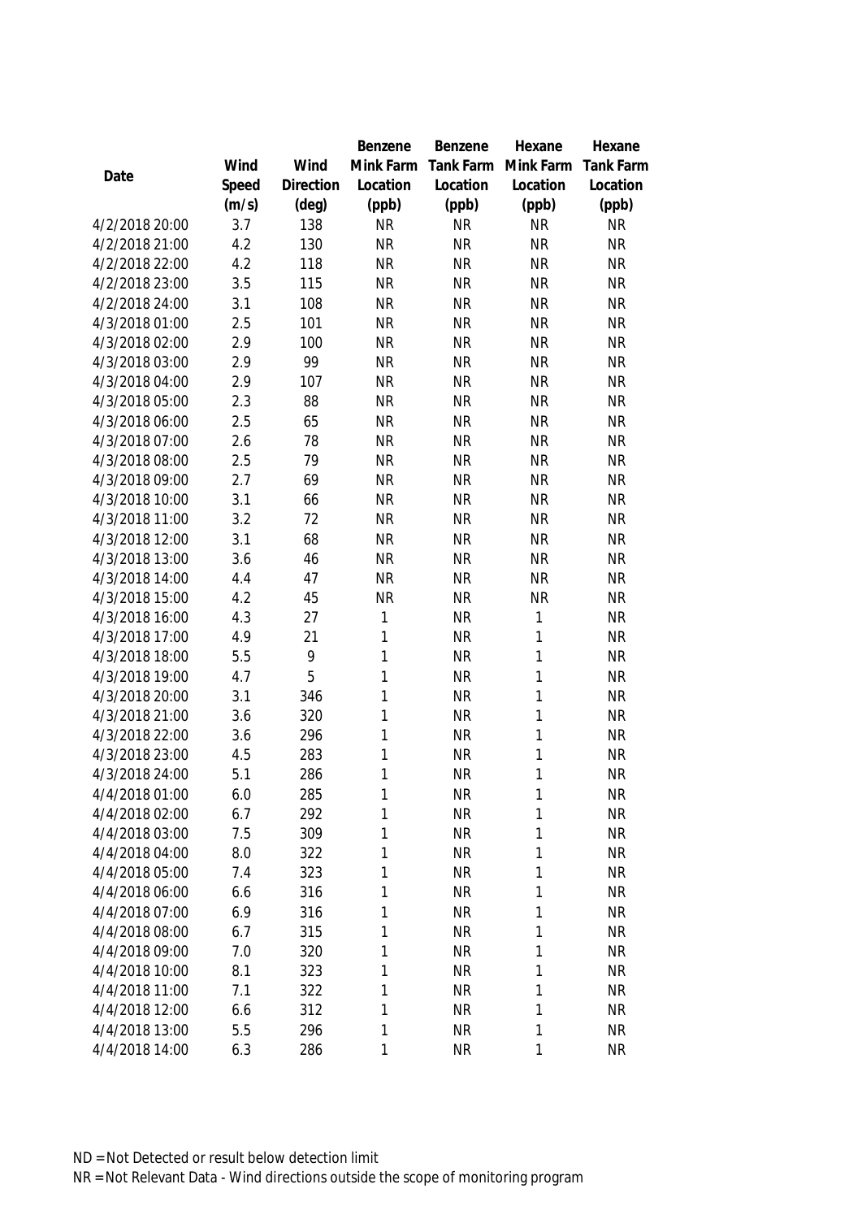| Date | Wind Speed (m/s) | Wind Direction (deg) | Benzene Mink Farm Location (ppb) | Benzene Tank Farm Location (ppb) | Hexane Mink Farm Location (ppb) | Hexane Tank Farm Location (ppb) |
|---|---|---|---|---|---|---|
| 4/2/2018 20:00 | 3.7 | 138 | NR | NR | NR | NR |
| 4/2/2018 21:00 | 4.2 | 130 | NR | NR | NR | NR |
| 4/2/2018 22:00 | 4.2 | 118 | NR | NR | NR | NR |
| 4/2/2018 23:00 | 3.5 | 115 | NR | NR | NR | NR |
| 4/2/2018 24:00 | 3.1 | 108 | NR | NR | NR | NR |
| 4/3/2018 01:00 | 2.5 | 101 | NR | NR | NR | NR |
| 4/3/2018 02:00 | 2.9 | 100 | NR | NR | NR | NR |
| 4/3/2018 03:00 | 2.9 | 99 | NR | NR | NR | NR |
| 4/3/2018 04:00 | 2.9 | 107 | NR | NR | NR | NR |
| 4/3/2018 05:00 | 2.3 | 88 | NR | NR | NR | NR |
| 4/3/2018 06:00 | 2.5 | 65 | NR | NR | NR | NR |
| 4/3/2018 07:00 | 2.6 | 78 | NR | NR | NR | NR |
| 4/3/2018 08:00 | 2.5 | 79 | NR | NR | NR | NR |
| 4/3/2018 09:00 | 2.7 | 69 | NR | NR | NR | NR |
| 4/3/2018 10:00 | 3.1 | 66 | NR | NR | NR | NR |
| 4/3/2018 11:00 | 3.2 | 72 | NR | NR | NR | NR |
| 4/3/2018 12:00 | 3.1 | 68 | NR | NR | NR | NR |
| 4/3/2018 13:00 | 3.6 | 46 | NR | NR | NR | NR |
| 4/3/2018 14:00 | 4.4 | 47 | NR | NR | NR | NR |
| 4/3/2018 15:00 | 4.2 | 45 | NR | NR | NR | NR |
| 4/3/2018 16:00 | 4.3 | 27 | 1 | NR | 1 | NR |
| 4/3/2018 17:00 | 4.9 | 21 | 1 | NR | 1 | NR |
| 4/3/2018 18:00 | 5.5 | 9 | 1 | NR | 1 | NR |
| 4/3/2018 19:00 | 4.7 | 5 | 1 | NR | 1 | NR |
| 4/3/2018 20:00 | 3.1 | 346 | 1 | NR | 1 | NR |
| 4/3/2018 21:00 | 3.6 | 320 | 1 | NR | 1 | NR |
| 4/3/2018 22:00 | 3.6 | 296 | 1 | NR | 1 | NR |
| 4/3/2018 23:00 | 4.5 | 283 | 1 | NR | 1 | NR |
| 4/3/2018 24:00 | 5.1 | 286 | 1 | NR | 1 | NR |
| 4/4/2018 01:00 | 6.0 | 285 | 1 | NR | 1 | NR |
| 4/4/2018 02:00 | 6.7 | 292 | 1 | NR | 1 | NR |
| 4/4/2018 03:00 | 7.5 | 309 | 1 | NR | 1 | NR |
| 4/4/2018 04:00 | 8.0 | 322 | 1 | NR | 1 | NR |
| 4/4/2018 05:00 | 7.4 | 323 | 1 | NR | 1 | NR |
| 4/4/2018 06:00 | 6.6 | 316 | 1 | NR | 1 | NR |
| 4/4/2018 07:00 | 6.9 | 316 | 1 | NR | 1 | NR |
| 4/4/2018 08:00 | 6.7 | 315 | 1 | NR | 1 | NR |
| 4/4/2018 09:00 | 7.0 | 320 | 1 | NR | 1 | NR |
| 4/4/2018 10:00 | 8.1 | 323 | 1 | NR | 1 | NR |
| 4/4/2018 11:00 | 7.1 | 322 | 1 | NR | 1 | NR |
| 4/4/2018 12:00 | 6.6 | 312 | 1 | NR | 1 | NR |
| 4/4/2018 13:00 | 5.5 | 296 | 1 | NR | 1 | NR |
| 4/4/2018 14:00 | 6.3 | 286 | 1 | NR | 1 | NR |

ND = Not Detected or result below detection limit

NR = Not Relevant Data - Wind directions outside the scope of monitoring program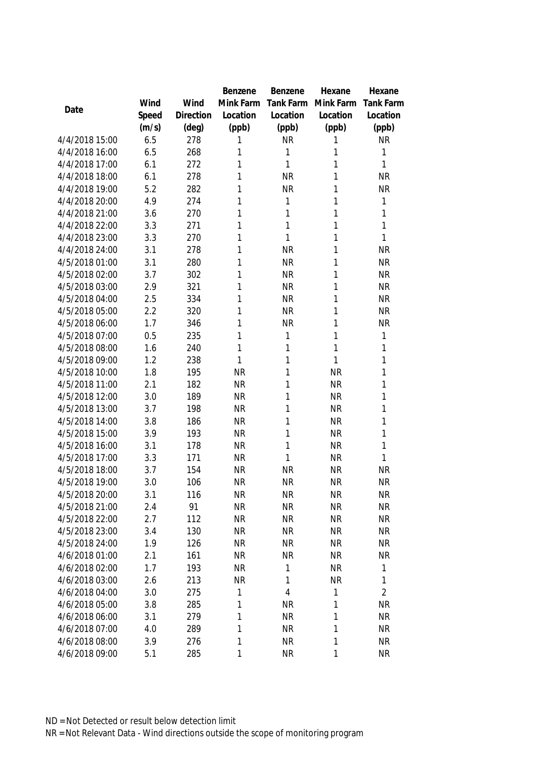| Date | Wind Speed (m/s) | Wind Direction (deg) | Benzene Mink Farm Location (ppb) | Benzene Tank Farm Location (ppb) | Hexane Mink Farm Location (ppb) | Hexane Tank Farm Location (ppb) |
|---|---|---|---|---|---|---|
| 4/4/2018 15:00 | 6.5 | 278 | 1 | NR | 1 | NR |
| 4/4/2018 16:00 | 6.5 | 268 | 1 | 1 | 1 | 1 |
| 4/4/2018 17:00 | 6.1 | 272 | 1 | 1 | 1 | 1 |
| 4/4/2018 18:00 | 6.1 | 278 | 1 | NR | 1 | NR |
| 4/4/2018 19:00 | 5.2 | 282 | 1 | NR | 1 | NR |
| 4/4/2018 20:00 | 4.9 | 274 | 1 | 1 | 1 | 1 |
| 4/4/2018 21:00 | 3.6 | 270 | 1 | 1 | 1 | 1 |
| 4/4/2018 22:00 | 3.3 | 271 | 1 | 1 | 1 | 1 |
| 4/4/2018 23:00 | 3.3 | 270 | 1 | 1 | 1 | 1 |
| 4/4/2018 24:00 | 3.1 | 278 | 1 | NR | 1 | NR |
| 4/5/2018 01:00 | 3.1 | 280 | 1 | NR | 1 | NR |
| 4/5/2018 02:00 | 3.7 | 302 | 1 | NR | 1 | NR |
| 4/5/2018 03:00 | 2.9 | 321 | 1 | NR | 1 | NR |
| 4/5/2018 04:00 | 2.5 | 334 | 1 | NR | 1 | NR |
| 4/5/2018 05:00 | 2.2 | 320 | 1 | NR | 1 | NR |
| 4/5/2018 06:00 | 1.7 | 346 | 1 | NR | 1 | NR |
| 4/5/2018 07:00 | 0.5 | 235 | 1 | 1 | 1 | 1 |
| 4/5/2018 08:00 | 1.6 | 240 | 1 | 1 | 1 | 1 |
| 4/5/2018 09:00 | 1.2 | 238 | 1 | 1 | 1 | 1 |
| 4/5/2018 10:00 | 1.8 | 195 | NR | 1 | NR | 1 |
| 4/5/2018 11:00 | 2.1 | 182 | NR | 1 | NR | 1 |
| 4/5/2018 12:00 | 3.0 | 189 | NR | 1 | NR | 1 |
| 4/5/2018 13:00 | 3.7 | 198 | NR | 1 | NR | 1 |
| 4/5/2018 14:00 | 3.8 | 186 | NR | 1 | NR | 1 |
| 4/5/2018 15:00 | 3.9 | 193 | NR | 1 | NR | 1 |
| 4/5/2018 16:00 | 3.1 | 178 | NR | 1 | NR | 1 |
| 4/5/2018 17:00 | 3.3 | 171 | NR | 1 | NR | 1 |
| 4/5/2018 18:00 | 3.7 | 154 | NR | NR | NR | NR |
| 4/5/2018 19:00 | 3.0 | 106 | NR | NR | NR | NR |
| 4/5/2018 20:00 | 3.1 | 116 | NR | NR | NR | NR |
| 4/5/2018 21:00 | 2.4 | 91 | NR | NR | NR | NR |
| 4/5/2018 22:00 | 2.7 | 112 | NR | NR | NR | NR |
| 4/5/2018 23:00 | 3.4 | 130 | NR | NR | NR | NR |
| 4/5/2018 24:00 | 1.9 | 126 | NR | NR | NR | NR |
| 4/6/2018 01:00 | 2.1 | 161 | NR | NR | NR | NR |
| 4/6/2018 02:00 | 1.7 | 193 | NR | 1 | NR | 1 |
| 4/6/2018 03:00 | 2.6 | 213 | NR | 1 | NR | 1 |
| 4/6/2018 04:00 | 3.0 | 275 | 1 | 4 | 1 | 2 |
| 4/6/2018 05:00 | 3.8 | 285 | 1 | NR | 1 | NR |
| 4/6/2018 06:00 | 3.1 | 279 | 1 | NR | 1 | NR |
| 4/6/2018 07:00 | 4.0 | 289 | 1 | NR | 1 | NR |
| 4/6/2018 08:00 | 3.9 | 276 | 1 | NR | 1 | NR |
| 4/6/2018 09:00 | 5.1 | 285 | 1 | NR | 1 | NR |

ND = Not Detected or result below detection limit

NR = Not Relevant Data - Wind directions outside the scope of monitoring program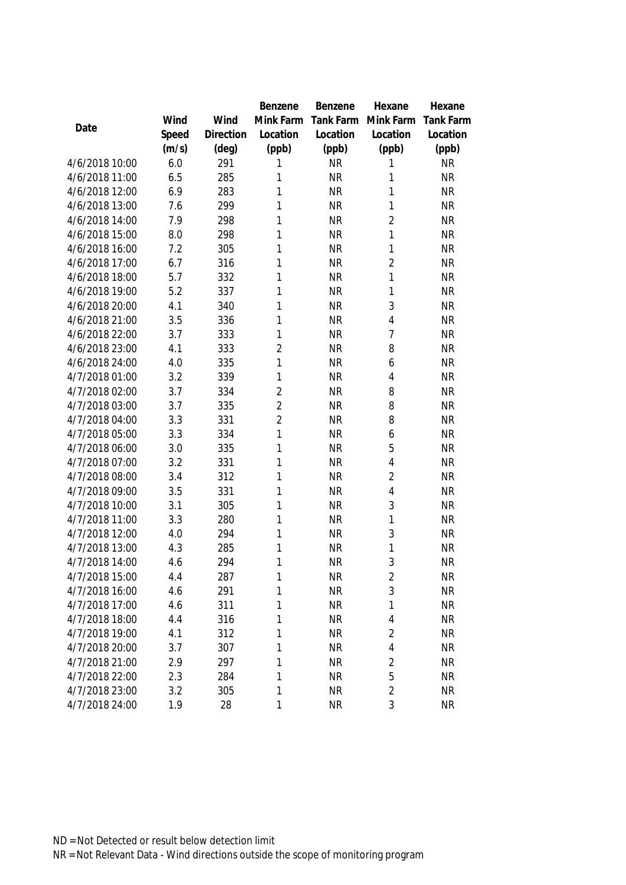| Date | Wind Speed (m/s) | Wind Direction (deg) | Benzene Mink Farm Location (ppb) | Benzene Tank Farm Location (ppb) | Hexane Mink Farm Location (ppb) | Hexane Tank Farm Location (ppb) |
|---|---|---|---|---|---|---|
| 4/6/2018 10:00 | 6.0 | 291 | 1 | NR | 1 | NR |
| 4/6/2018 11:00 | 6.5 | 285 | 1 | NR | 1 | NR |
| 4/6/2018 12:00 | 6.9 | 283 | 1 | NR | 1 | NR |
| 4/6/2018 13:00 | 7.6 | 299 | 1 | NR | 1 | NR |
| 4/6/2018 14:00 | 7.9 | 298 | 1 | NR | 2 | NR |
| 4/6/2018 15:00 | 8.0 | 298 | 1 | NR | 1 | NR |
| 4/6/2018 16:00 | 7.2 | 305 | 1 | NR | 1 | NR |
| 4/6/2018 17:00 | 6.7 | 316 | 1 | NR | 2 | NR |
| 4/6/2018 18:00 | 5.7 | 332 | 1 | NR | 1 | NR |
| 4/6/2018 19:00 | 5.2 | 337 | 1 | NR | 1 | NR |
| 4/6/2018 20:00 | 4.1 | 340 | 1 | NR | 3 | NR |
| 4/6/2018 21:00 | 3.5 | 336 | 1 | NR | 4 | NR |
| 4/6/2018 22:00 | 3.7 | 333 | 1 | NR | 7 | NR |
| 4/6/2018 23:00 | 4.1 | 333 | 2 | NR | 8 | NR |
| 4/6/2018 24:00 | 4.0 | 335 | 1 | NR | 6 | NR |
| 4/7/2018 01:00 | 3.2 | 339 | 1 | NR | 4 | NR |
| 4/7/2018 02:00 | 3.7 | 334 | 2 | NR | 8 | NR |
| 4/7/2018 03:00 | 3.7 | 335 | 2 | NR | 8 | NR |
| 4/7/2018 04:00 | 3.3 | 331 | 2 | NR | 8 | NR |
| 4/7/2018 05:00 | 3.3 | 334 | 1 | NR | 6 | NR |
| 4/7/2018 06:00 | 3.0 | 335 | 1 | NR | 5 | NR |
| 4/7/2018 07:00 | 3.2 | 331 | 1 | NR | 4 | NR |
| 4/7/2018 08:00 | 3.4 | 312 | 1 | NR | 2 | NR |
| 4/7/2018 09:00 | 3.5 | 331 | 1 | NR | 4 | NR |
| 4/7/2018 10:00 | 3.1 | 305 | 1 | NR | 3 | NR |
| 4/7/2018 11:00 | 3.3 | 280 | 1 | NR | 1 | NR |
| 4/7/2018 12:00 | 4.0 | 294 | 1 | NR | 3 | NR |
| 4/7/2018 13:00 | 4.3 | 285 | 1 | NR | 1 | NR |
| 4/7/2018 14:00 | 4.6 | 294 | 1 | NR | 3 | NR |
| 4/7/2018 15:00 | 4.4 | 287 | 1 | NR | 2 | NR |
| 4/7/2018 16:00 | 4.6 | 291 | 1 | NR | 3 | NR |
| 4/7/2018 17:00 | 4.6 | 311 | 1 | NR | 1 | NR |
| 4/7/2018 18:00 | 4.4 | 316 | 1 | NR | 4 | NR |
| 4/7/2018 19:00 | 4.1 | 312 | 1 | NR | 2 | NR |
| 4/7/2018 20:00 | 3.7 | 307 | 1 | NR | 4 | NR |
| 4/7/2018 21:00 | 2.9 | 297 | 1 | NR | 2 | NR |
| 4/7/2018 22:00 | 2.3 | 284 | 1 | NR | 5 | NR |
| 4/7/2018 23:00 | 3.2 | 305 | 1 | NR | 2 | NR |
| 4/7/2018 24:00 | 1.9 | 28 | 1 | NR | 3 | NR |

ND = Not Detected or result below detection limit

NR = Not Relevant Data - Wind directions outside the scope of monitoring program